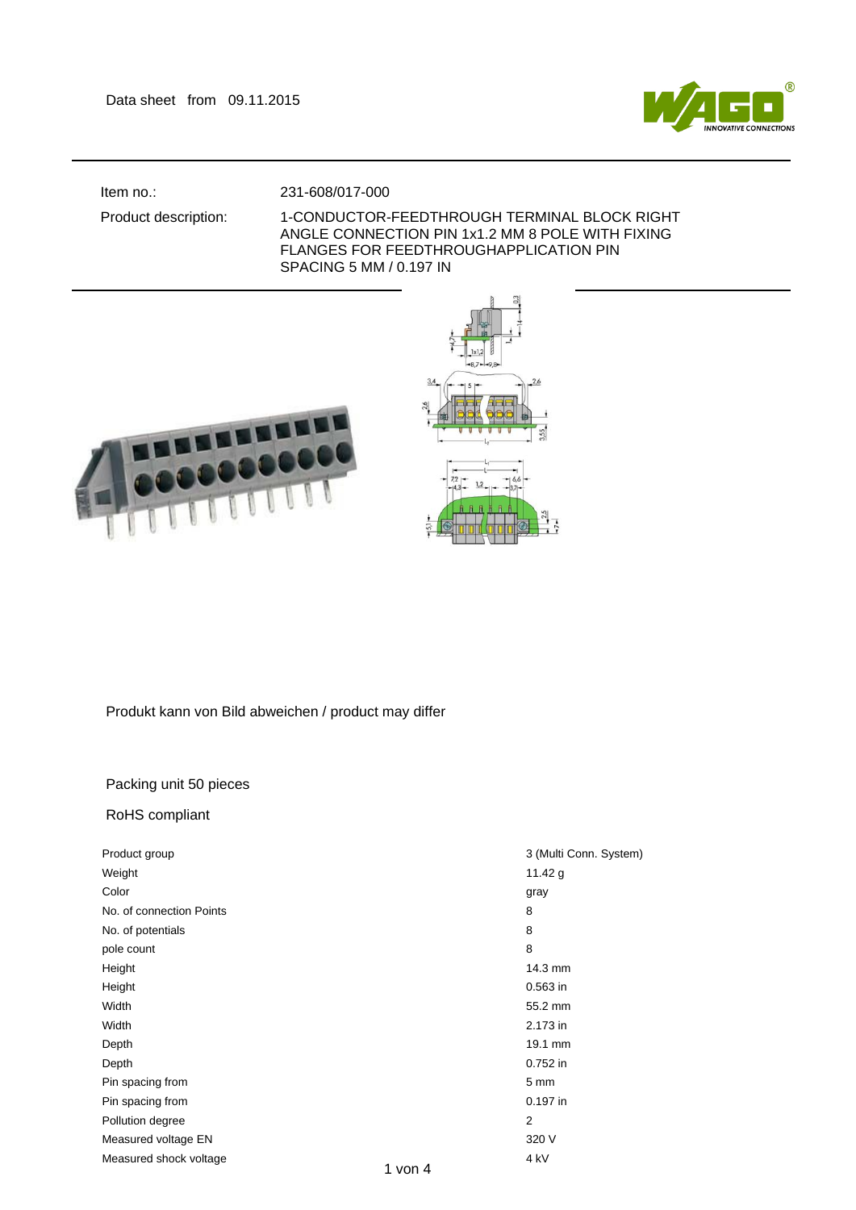Data sheet from 09.11.2015

| | |
|---|---|
| Item no.: | 231-608/017-000 |
| Product description: | 1-CONDUCTOR-FEEDTHROUGH TERMINAL BLOCK RIGHT ANGLE CONNECTION PIN 1x1.2 MM 8 POLE WITH FIXING FLANGES FOR FEEDTHROUGHAPPLICATION PIN SPACING 5 MM / 0.197 IN |

Produkt kann von Bild abweichen / product may differ

Packing unit 50 pieces

RoHS compliant

| | |
|---|---|
| Product group | 3 (Multi Conn. System) |
| Weight | 11.42 g |
| Color | gray |
| No. of connection Points | 8 |
| No. of potentials | 8 |
| pole count | 8 |
| Height | 14.3 mm |
| Height | 0.563 in |
| Width | 55.2 mm |
| Width | 2.173 in |
| Depth | 19.1 mm |
| Depth | 0.752 in |
| Pin spacing from | 5 mm |
| Pin spacing from | 0.197 in |
| Pollution degree | 2 |
| Measured voltage EN | 320 V |
| Measured shock voltage | 4 kV |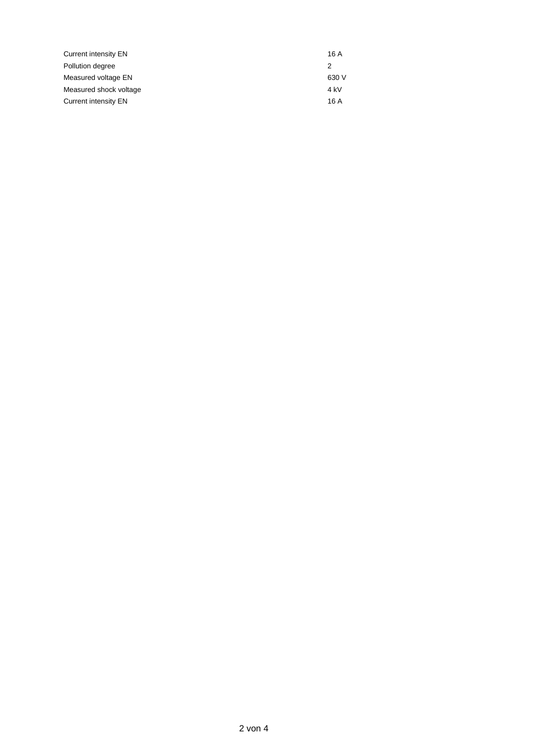| | |
|---|---|
| Current intensity EN | 16 A |
| Pollution degree | 2 |
| Measured voltage EN | 630 V |
| Measured shock voltage | 4 kV |
| Current intensity EN | 16 A |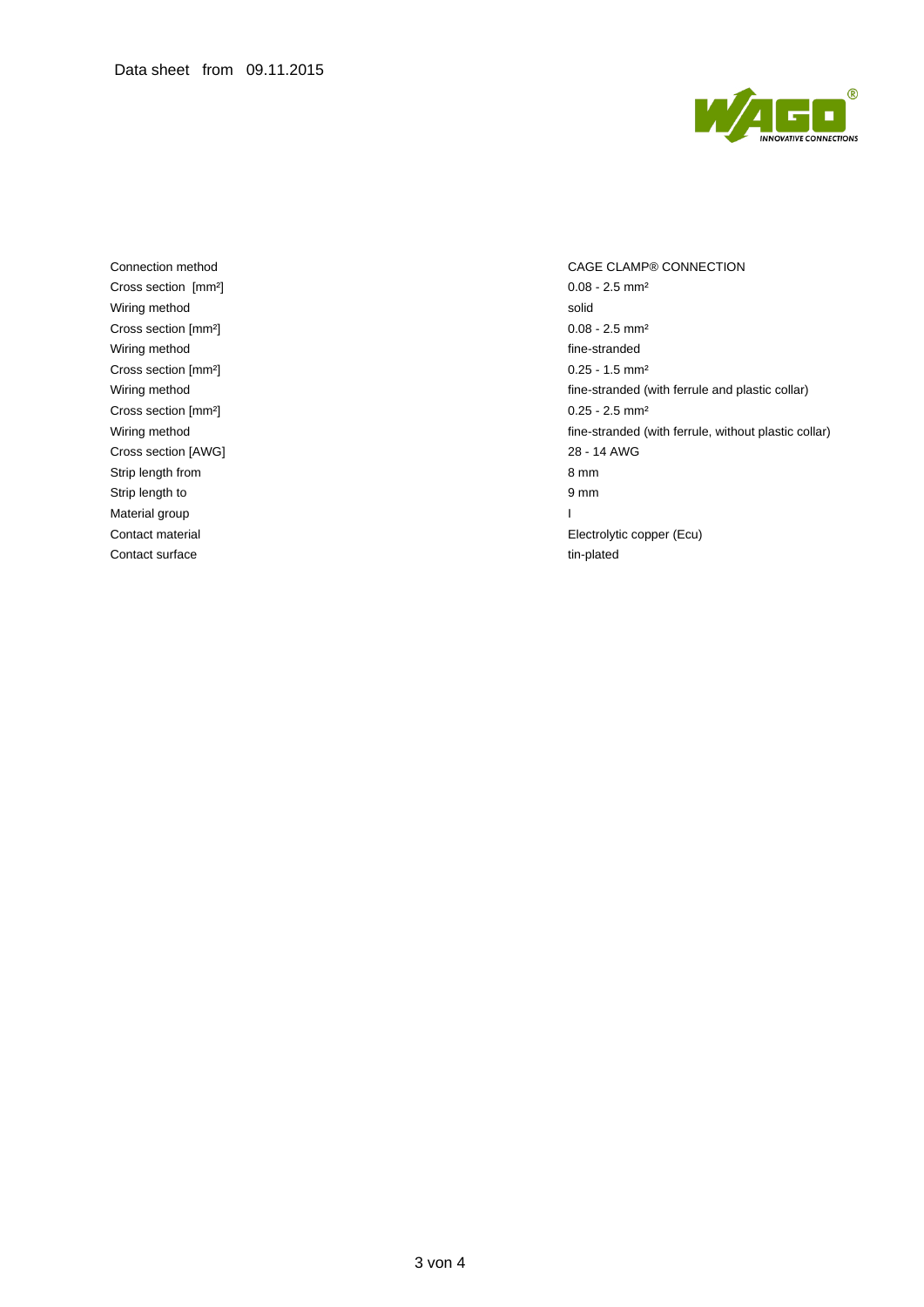| | |
|---|---|
| Connection method | CAGE CLAMP® CONNECTION |
| Cross section [mm²] | 0.08 - 2.5 mm² |
| Wiring method | solid |
| Cross section [mm²] | 0.08 - 2.5 mm² |
| Wiring method | fine-stranded |
| Cross section [mm²] | 0.25 - 1.5 mm² |
| Wiring method | fine-stranded (with ferrule and plastic collar) |
| Cross section [mm²] | 0.25 - 2.5 mm² |
| Wiring method | fine-stranded (with ferrule, without plastic collar) |
| Cross section [AWG] | 28 - 14 AWG |
| Strip length from | 8 mm |
| Strip length to | 9 mm |
| Material group | I |
| Contact material | Electrolytic copper (Ecu) |
| Contact surface | tin-plated |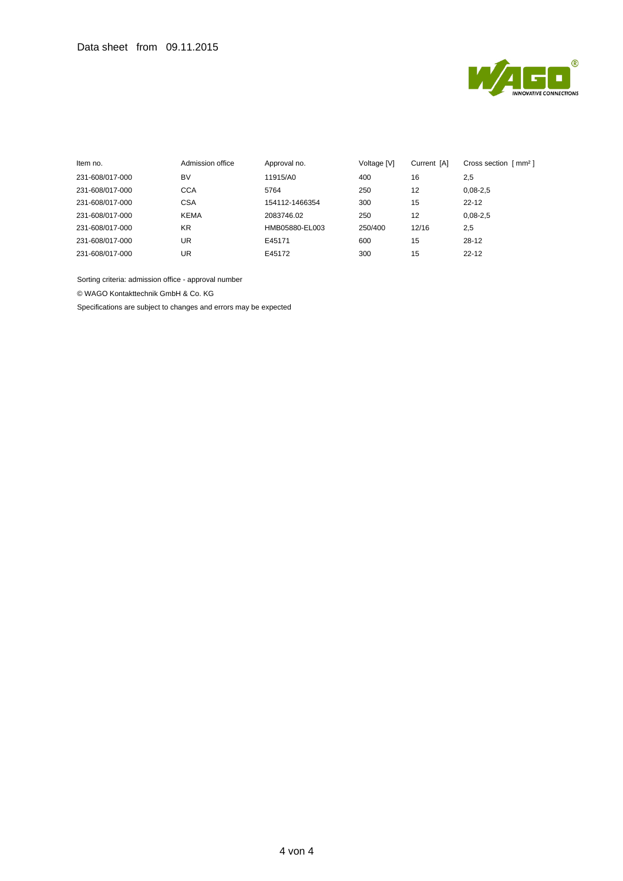Data sheet from 09.11.2015

| Item no. | Admission office | Approval no. | Voltage [V] | Current [A] | Cross section [ mm² ] |
| --- | --- | --- | --- | --- | --- |
| 231-608/017-000 | BV | 11915/A0 | 400 | 16 | 2,5 |
| 231-608/017-000 | CCA | 5764 | 250 | 12 | 0,08-2,5 |
| 231-608/017-000 | CSA | 154112-1466354 | 300 | 15 | 22-12 |
| 231-608/017-000 | KEMA | 2083746.02 | 250 | 12 | 0,08-2,5 |
| 231-608/017-000 | KR | HMB05880-EL003 | 250/400 | 12/16 | 2,5 |
| 231-608/017-000 | UR | E45171 | 600 | 15 | 28-12 |
| 231-608/017-000 | UR | E45172 | 300 | 15 | 22-12 |

Sorting criteria: admission office - approval number

© WAGO Kontakttechnik GmbH & Co. KG

Specifications are subject to changes and errors may be expected